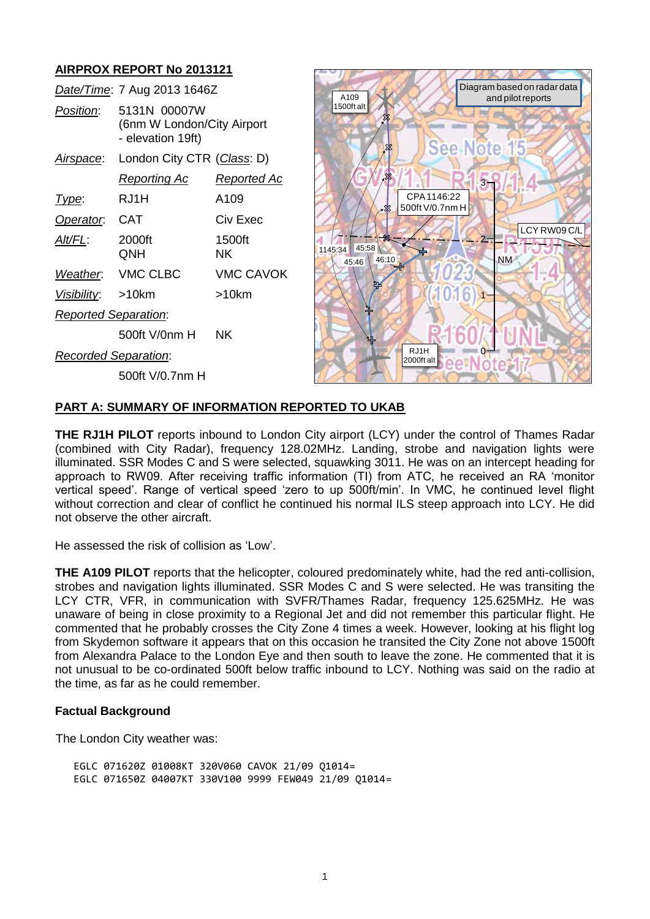## AIRPROX REPORT No 2013121

| | | |
|---|---|---|
| *Date/Time*: | 7 Aug 2013 1646Z | |
| *Position*: | 5131N 00007W (6nm W London/City Airport - elevation 19ft) | |
| *Airspace*: | London City CTR (*Class*: D) | |
| | *Reporting Ac* | *Reported Ac* |
| *Type*: | RJ1H | A109 |
| *Operator*: | CAT | Civ Exec |
| *Alt/FL*: | 2000ft QNH | 1500ft NK |
| *Weather*: | VMC CLBC | VMC CAVOK |
| *Visibility*: | >10km | >10km |
| *Reported Separation*: | | |
| | 500ft V/0nm H | NK |
| *Recorded Separation*: | | |
| | 500ft V/0.7nm H | |

## PART A: SUMMARY OF INFORMATION REPORTED TO UKAB

**THE RJ1H PILOT** reports inbound to London City airport (LCY) under the control of Thames Radar (combined with City Radar), frequency 128.02MHz. Landing, strobe and navigation lights were illuminated. SSR Modes C and S were selected, squawking 3011. He was on an intercept heading for approach to RW09. After receiving traffic information (TI) from ATC, he received an RA 'monitor vertical speed'. Range of vertical speed 'zero to up 500ft/min'. In VMC, he continued level flight without correction and clear of conflict he continued his normal ILS steep approach into LCY. He did not observe the other aircraft.

He assessed the risk of collision as 'Low'.

**THE A109 PILOT** reports that the helicopter, coloured predominately white, had the red anti-collision, strobes and navigation lights illuminated. SSR Modes C and S were selected. He was transiting the LCY CTR, VFR, in communication with SVFR/Thames Radar, frequency 125.625MHz. He was unaware of being in close proximity to a Regional Jet and did not remember this particular flight. He commented that he probably crosses the City Zone 4 times a week. However, looking at his flight log from Skydemon software it appears that on this occasion he transited the City Zone not above 1500ft from Alexandra Palace to the London Eye and then south to leave the zone. He commented that it is not unusual to be co-ordinated 500ft below traffic inbound to LCY. Nothing was said on the radio at the time, as far as he could remember.

### Factual Background

The London City weather was:

```
EGLC 071620Z 01008KT 320V060 CAVOK 21/09 Q1014=
EGLC 071650Z 04007KT 330V100 9999 FEW049 21/09 Q1014=
```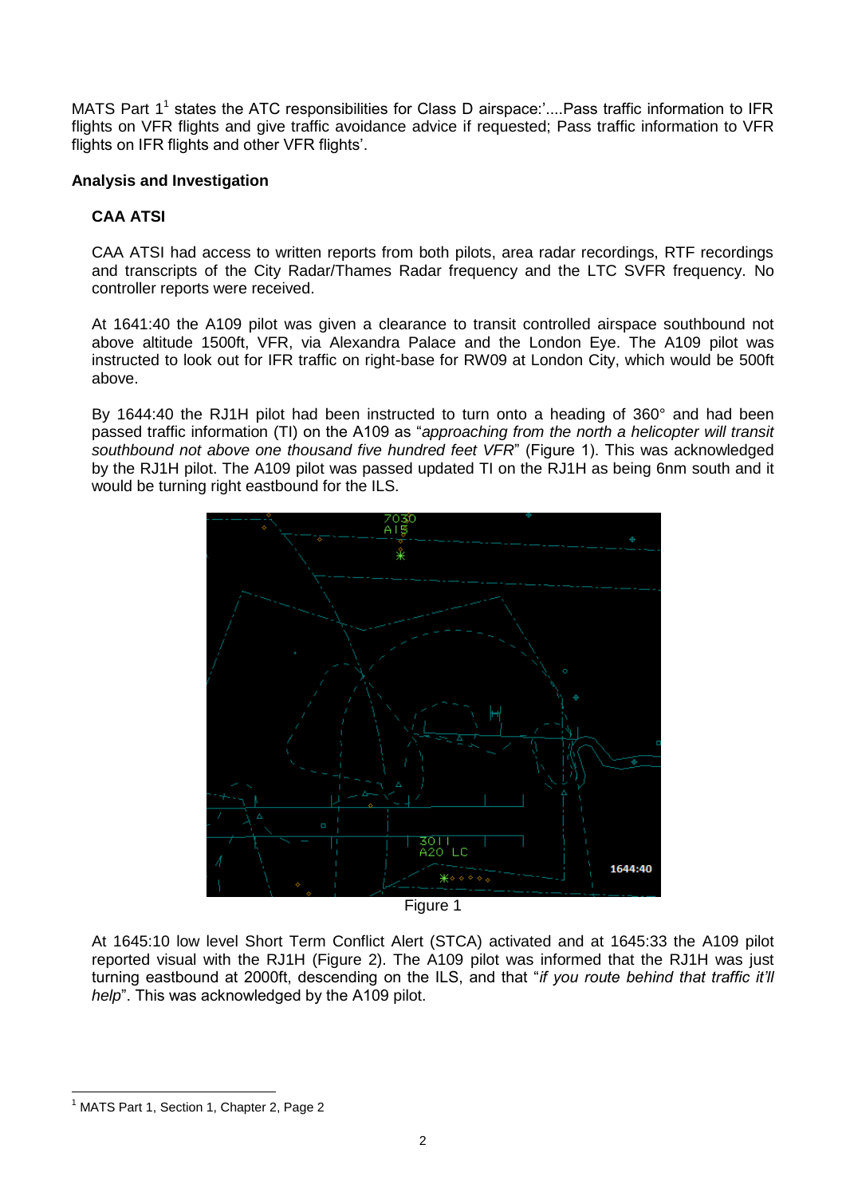MATS Part 1[1] states the ATC responsibilities for Class D airspace:'....Pass traffic information to IFR flights on VFR flights and give traffic avoidance advice if requested; Pass traffic information to VFR flights on IFR flights and other VFR flights'.

**Analysis and Investigation**

**CAA ATSI**

CAA ATSI had access to written reports from both pilots, area radar recordings, RTF recordings and transcripts of the City Radar/Thames Radar frequency and the LTC SVFR frequency. No controller reports were received.

At 1641:40 the A109 pilot was given a clearance to transit controlled airspace southbound not above altitude 1500ft, VFR, via Alexandra Palace and the London Eye. The A109 pilot was instructed to look out for IFR traffic on right-base for RW09 at London City, which would be 500ft above.

By 1644:40 the RJ1H pilot had been instructed to turn onto a heading of 360° and had been passed traffic information (TI) on the A109 as "*approaching from the north a helicopter will transit southbound not above one thousand five hundred feet VFR*" (Figure 1). This was acknowledged by the RJ1H pilot. The A109 pilot was passed updated TI on the RJ1H as being 6nm south and it would be turning right eastbound for the ILS.

Figure 1

At 1645:10 low level Short Term Conflict Alert (STCA) activated and at 1645:33 the A109 pilot reported visual with the RJ1H (Figure 2). The A109 pilot was informed that the RJ1H was just turning eastbound at 2000ft, descending on the ILS, and that "*if you route behind that traffic it'll help*". This was acknowledged by the A109 pilot.

[1] MATS Part 1, Section 1, Chapter 2, Page 2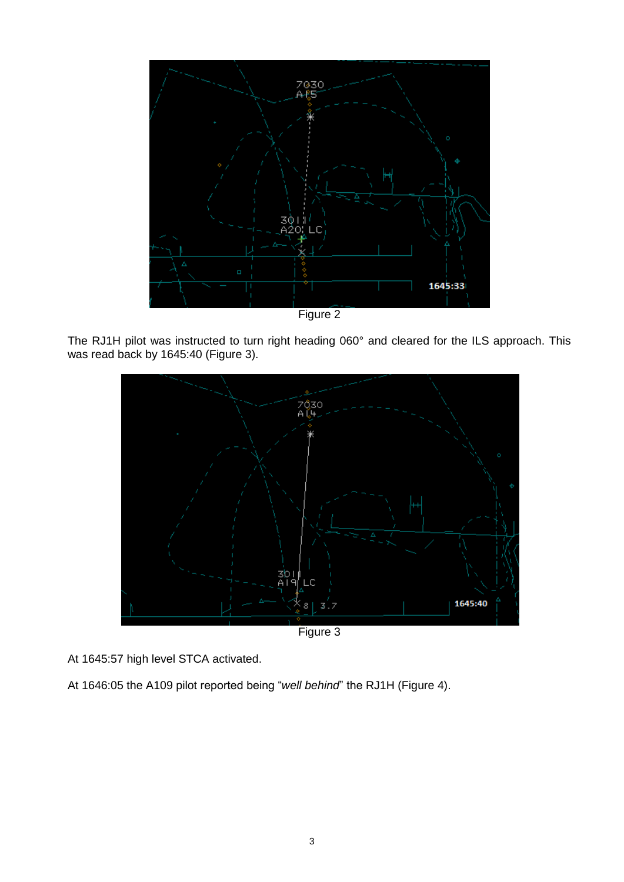Figure 2

The RJ1H pilot was instructed to turn right heading 060° and cleared for the ILS approach. This was read back by 1645:40 (Figure 3).

Figure 3

At 1645:57 high level STCA activated.

At 1646:05 the A109 pilot reported being "*well behind*" the RJ1H (Figure 4).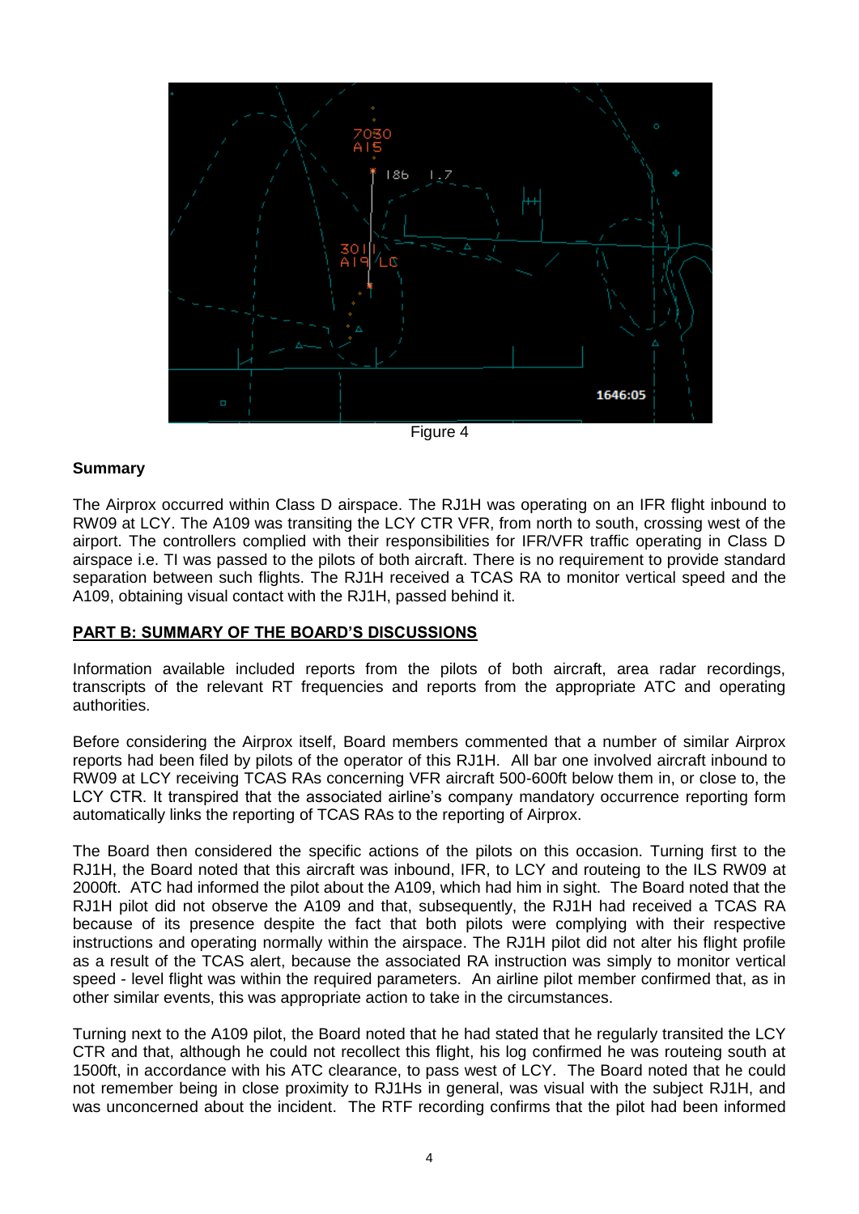Figure 4

**Summary**

The Airprox occurred within Class D airspace. The RJ1H was operating on an IFR flight inbound to RW09 at LCY. The A109 was transiting the LCY CTR VFR, from north to south, crossing west of the airport. The controllers complied with their responsibilities for IFR/VFR traffic operating in Class D airspace i.e. TI was passed to the pilots of both aircraft. There is no requirement to provide standard separation between such flights. The RJ1H received a TCAS RA to monitor vertical speed and the A109, obtaining visual contact with the RJ1H, passed behind it.

## PART B: SUMMARY OF THE BOARD'S DISCUSSIONS

Information available included reports from the pilots of both aircraft, area radar recordings, transcripts of the relevant RT frequencies and reports from the appropriate ATC and operating authorities.

Before considering the Airprox itself, Board members commented that a number of similar Airprox reports had been filed by pilots of the operator of this RJ1H. All bar one involved aircraft inbound to RW09 at LCY receiving TCAS RAs concerning VFR aircraft 500-600ft below them in, or close to, the LCY CTR. It transpired that the associated airline's company mandatory occurrence reporting form automatically links the reporting of TCAS RAs to the reporting of Airprox.

The Board then considered the specific actions of the pilots on this occasion. Turning first to the RJ1H, the Board noted that this aircraft was inbound, IFR, to LCY and routeing to the ILS RW09 at 2000ft. ATC had informed the pilot about the A109, which had him in sight. The Board noted that the RJ1H pilot did not observe the A109 and that, subsequently, the RJ1H had received a TCAS RA because of its presence despite the fact that both pilots were complying with their respective instructions and operating normally within the airspace. The RJ1H pilot did not alter his flight profile as a result of the TCAS alert, because the associated RA instruction was simply to monitor vertical speed - level flight was within the required parameters. An airline pilot member confirmed that, as in other similar events, this was appropriate action to take in the circumstances.

Turning next to the A109 pilot, the Board noted that he had stated that he regularly transited the LCY CTR and that, although he could not recollect this flight, his log confirmed he was routeing south at 1500ft, in accordance with his ATC clearance, to pass west of LCY. The Board noted that he could not remember being in close proximity to RJ1Hs in general, was visual with the subject RJ1H, and was unconcerned about the incident. The RTF recording confirms that the pilot had been informed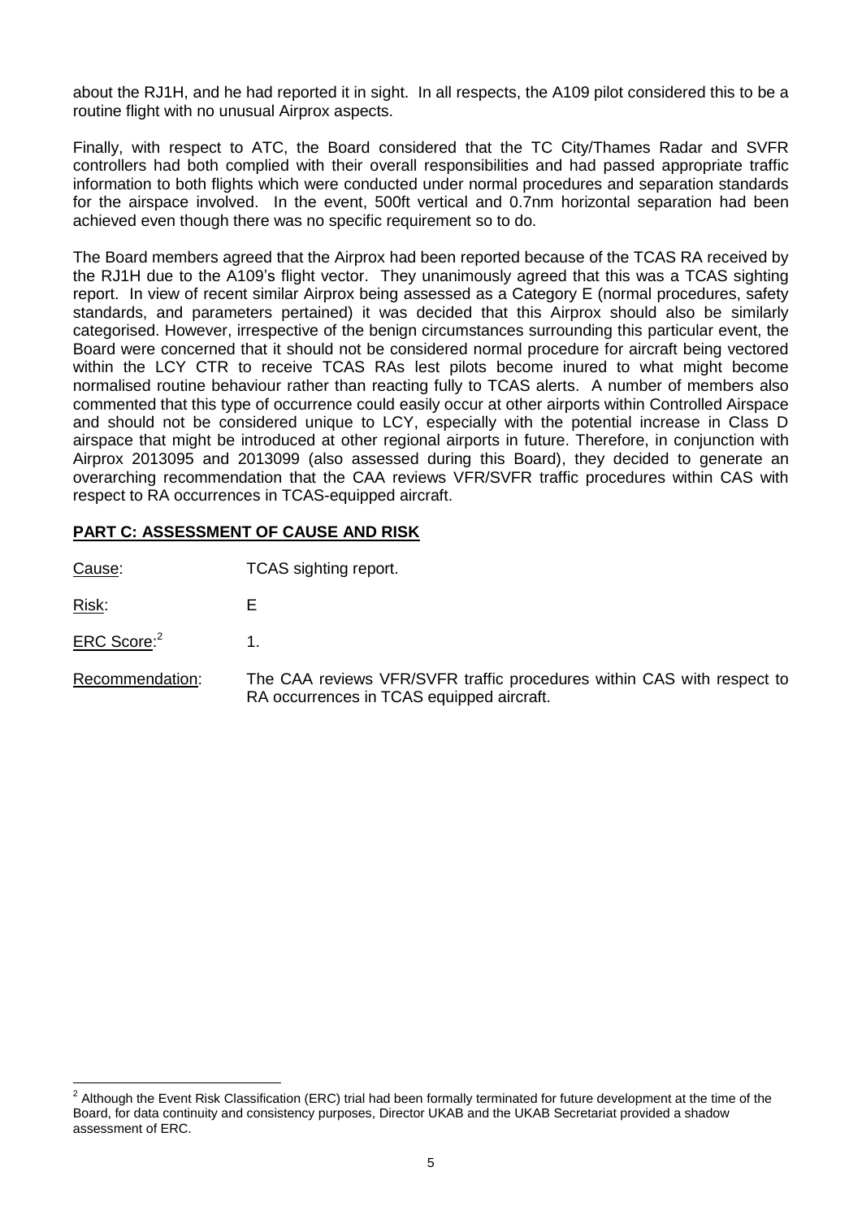about the RJ1H, and he had reported it in sight. In all respects, the A109 pilot considered this to be a routine flight with no unusual Airprox aspects.

Finally, with respect to ATC, the Board considered that the TC City/Thames Radar and SVFR controllers had both complied with their overall responsibilities and had passed appropriate traffic information to both flights which were conducted under normal procedures and separation standards for the airspace involved. In the event, 500ft vertical and 0.7nm horizontal separation had been achieved even though there was no specific requirement so to do.

The Board members agreed that the Airprox had been reported because of the TCAS RA received by the RJ1H due to the A109's flight vector. They unanimously agreed that this was a TCAS sighting report. In view of recent similar Airprox being assessed as a Category E (normal procedures, safety standards, and parameters pertained) it was decided that this Airprox should also be similarly categorised. However, irrespective of the benign circumstances surrounding this particular event, the Board were concerned that it should not be considered normal procedure for aircraft being vectored within the LCY CTR to receive TCAS RAs lest pilots become inured to what might become normalised routine behaviour rather than reacting fully to TCAS alerts. A number of members also commented that this type of occurrence could easily occur at other airports within Controlled Airspace and should not be considered unique to LCY, especially with the potential increase in Class D airspace that might be introduced at other regional airports in future. Therefore, in conjunction with Airprox 2013095 and 2013099 (also assessed during this Board), they decided to generate an overarching recommendation that the CAA reviews VFR/SVFR traffic procedures within CAS with respect to RA occurrences in TCAS-equipped aircraft.

## PART C: ASSESSMENT OF CAUSE AND RISK

Cause: TCAS sighting report.

Risk: E

ERC Score:[2] 1.

Recommendation: The CAA reviews VFR/SVFR traffic procedures within CAS with respect to RA occurrences in TCAS equipped aircraft.

[2] Although the Event Risk Classification (ERC) trial had been formally terminated for future development at the time of the Board, for data continuity and consistency purposes, Director UKAB and the UKAB Secretariat provided a shadow assessment of ERC.